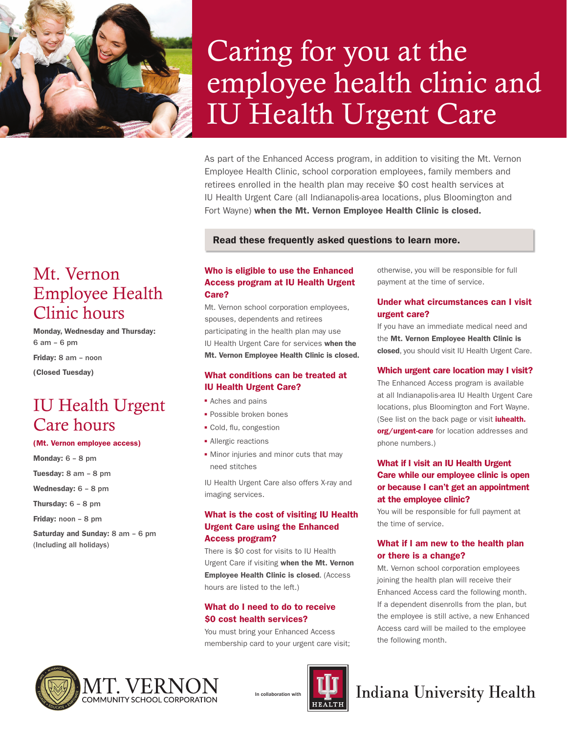# Caring for you at the employee health clinic and IU Health Urgent Care

As part of the Enhanced Access program, in addition to visiting the Mt. Vernon Employee Health Clinic, school corporation employees, family members and retirees enrolled in the health plan may receive $0 cost health services at IU Health Urgent Care (all Indianapolis-area locations, plus Bloomington and Fort Wayne) **when the Mt. Vernon Employee Health Clinic is closed.**

## Mt. Vernon Employee Health Clinic hours

**Monday, Wednesday and Thursday:** 6 am – 6 pm

**Friday:** 8 am – noon

**(Closed Tuesday)**

## IU Health Urgent Care hours

**(Mt. Vernon employee access)**

**Monday:** 6 – 8 pm

**Tuesday:** 8 am – 8 pm

**Wednesday:** 6 – 8 pm

**Thursday:** 6 – 8 pm

**Friday:** noon – 8 pm

**Saturday and Sunday:** 8 am – 6 pm (Including all holidays)

**Read these frequently asked questions to learn more.**

### Who is eligible to use the Enhanced Access program at IU Health Urgent Care?

Mt. Vernon school corporation employees, spouses, dependents and retirees participating in the health plan may use IU Health Urgent Care for services **when the Mt. Vernon Employee Health Clinic is closed.**

### What conditions can be treated at IU Health Urgent Care?

- Aches and pains
- Possible broken bones
- Cold, flu, congestion
- Allergic reactions
- Minor injuries and minor cuts that may need stitches

IU Health Urgent Care also offers X-ray and imaging services.

### What is the cost of visiting IU Health Urgent Care using the Enhanced Access program?

There is $0 cost for visits to IU Health Urgent Care if visiting **when the Mt. Vernon Employee Health Clinic is closed**. (Access hours are listed to the left.)

### What do I need to do to receive $0 cost health services?

You must bring your Enhanced Access membership card to your urgent care visit; otherwise, you will be responsible for full payment at the time of service.

### Under what circumstances can I visit urgent care?

If you have an immediate medical need and the **Mt. Vernon Employee Health Clinic is closed**, you should visit IU Health Urgent Care.

### Which urgent care location may I visit?

The Enhanced Access program is available at all Indianapolis-area IU Health Urgent Care locations, plus Bloomington and Fort Wayne. (See list on the back page or visit **iuhealth.org/urgent-care** for location addresses and phone numbers.)

### What if I visit an IU Health Urgent Care while our employee clinic is open or because I can't get an appointment at the employee clinic?

You will be responsible for full payment at the time of service.

### What if I am new to the health plan or there is a change?

Mt. Vernon school corporation employees joining the health plan will receive their Enhanced Access card the following month. If a dependent disenrolls from the plan, but the employee is still active, a new Enhanced Access card will be mailed to the employee the following month.

MT. VERNON COMMUNITY SCHOOL CORPORATION — In collaboration with — IU HEALTH Indiana University Health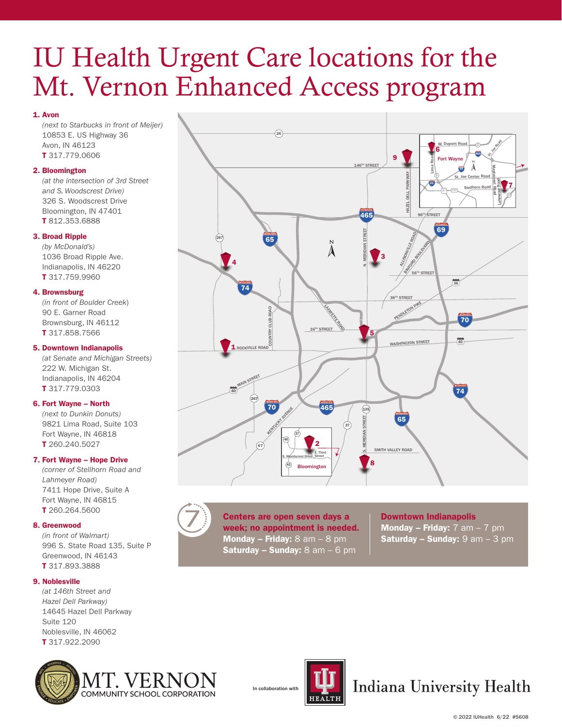# IU Health Urgent Care locations for the Mt. Vernon Enhanced Access program

**1. Avon**
*(next to Starbucks in front of Meijer)*
10853 E. US Highway 36
Avon, IN 46123
**T** 317.779.0606

**2. Bloomington**
*(at the intersection of 3rd Street and S. Woodscrest Drive)*
326 S. Woodscrest Drive
Bloomington, IN 47401
**T** 812.353.6888

**3. Broad Ripple**
*(by McDonald's)*
1036 Broad Ripple Ave.
Indianapolis, IN 46220
**T** 317.759.9960

**4. Brownsburg**
*(in front of Boulder Creek)*
90 E. Garner Road
Brownsburg, IN 46112
**T** 317.858.7566

**5. Downtown Indianapolis**
*(at Senate and Michigan Streets)*
222 W. Michigan St.
Indianapolis, IN 46204
**T** 317.779.0303

**6. Fort Wayne – North**
*(next to Dunkin Donuts)*
9821 Lima Road, Suite 103
Fort Wayne, IN 46818
**T** 260.240.5027

**7. Fort Wayne – Hope Drive**
*(corner of Stellhorn Road and Lahmeyer Road)*
7411 Hope Drive, Suite A
Fort Wayne, IN 46815
**T** 260.264.5600

**8. Greenwood**
*(in front of Walmart)*
996 S. State Road 135, Suite P
Greenwood, IN 46143
**T** 317.893.3888

**9. Noblesville**
*(at 146th Street and Hazel Dell Parkway)*
14645 Hazel Dell Parkway
Suite 120
Noblesville, IN 46062
**T** 317.922.2090

**Centers are open seven days a week; no appointment is needed.**
**Monday – Friday:** 8 am – 8 pm
**Saturday – Sunday:** 8 am – 6 pm

**Downtown Indianapolis**
**Monday – Friday:** 7 am – 7 pm
**Saturday – Sunday:** 9 am – 3 pm

MT. VERNON COMMUNITY SCHOOL CORPORATION

In collaboration with

Indiana University Health

© 2022 IUHealth 6/22 #5608